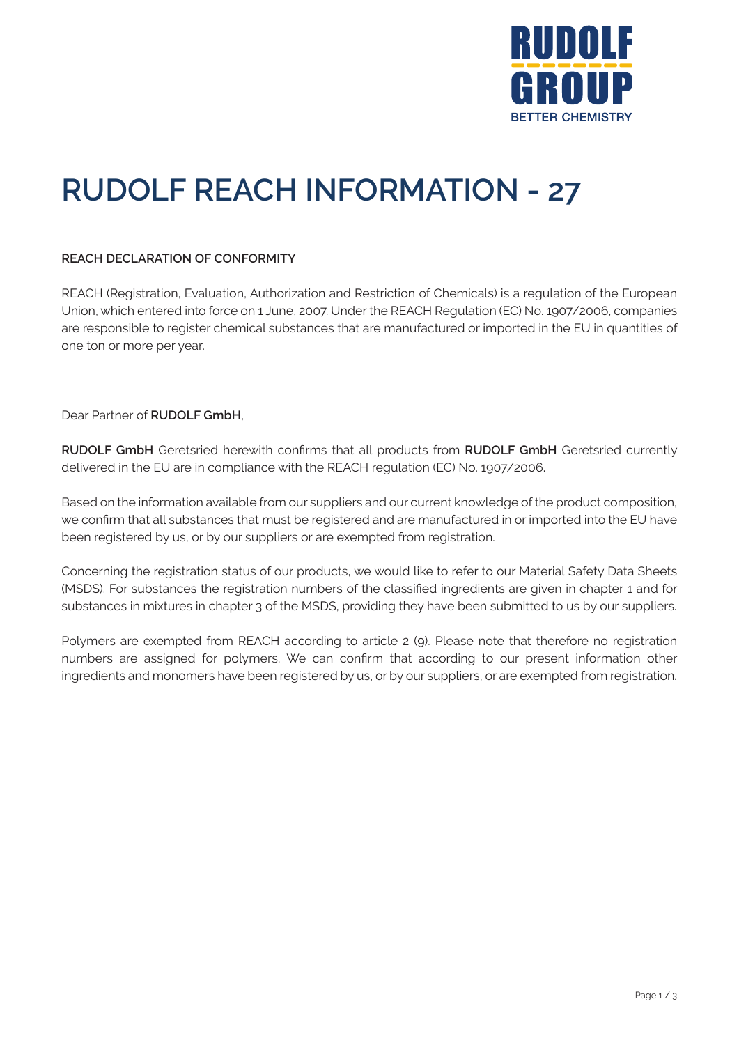# RUDOLF REACH INFORMATION - 27

**REACH DECLARATION OF CONFORMITY**

REACH (Registration, Evaluation, Authorization and Restriction of Chemicals) is a regulation of the European Union, which entered into force on 1 June, 2007. Under the REACH Regulation (EC) No. 1907/2006, companies are responsible to register chemical substances that are manufactured or imported in the EU in quantities of one ton or more per year.

Dear Partner of **RUDOLF GmbH**,

**RUDOLF GmbH** Geretsried herewith confirms that all products from **RUDOLF GmbH** Geretsried currently delivered in the EU are in compliance with the REACH regulation (EC) No. 1907/2006.

Based on the information available from our suppliers and our current knowledge of the product composition, we confirm that all substances that must be registered and are manufactured in or imported into the EU have been registered by us, or by our suppliers or are exempted from registration.

Concerning the registration status of our products, we would like to refer to our Material Safety Data Sheets (MSDS). For substances the registration numbers of the classified ingredients are given in chapter 1 and for substances in mixtures in chapter 3 of the MSDS, providing they have been submitted to us by our suppliers.

Polymers are exempted from REACH according to article 2 (9). Please note that therefore no registration numbers are assigned for polymers. We can confirm that according to our present information other ingredients and monomers have been registered by us, or by our suppliers, or are exempted from registration.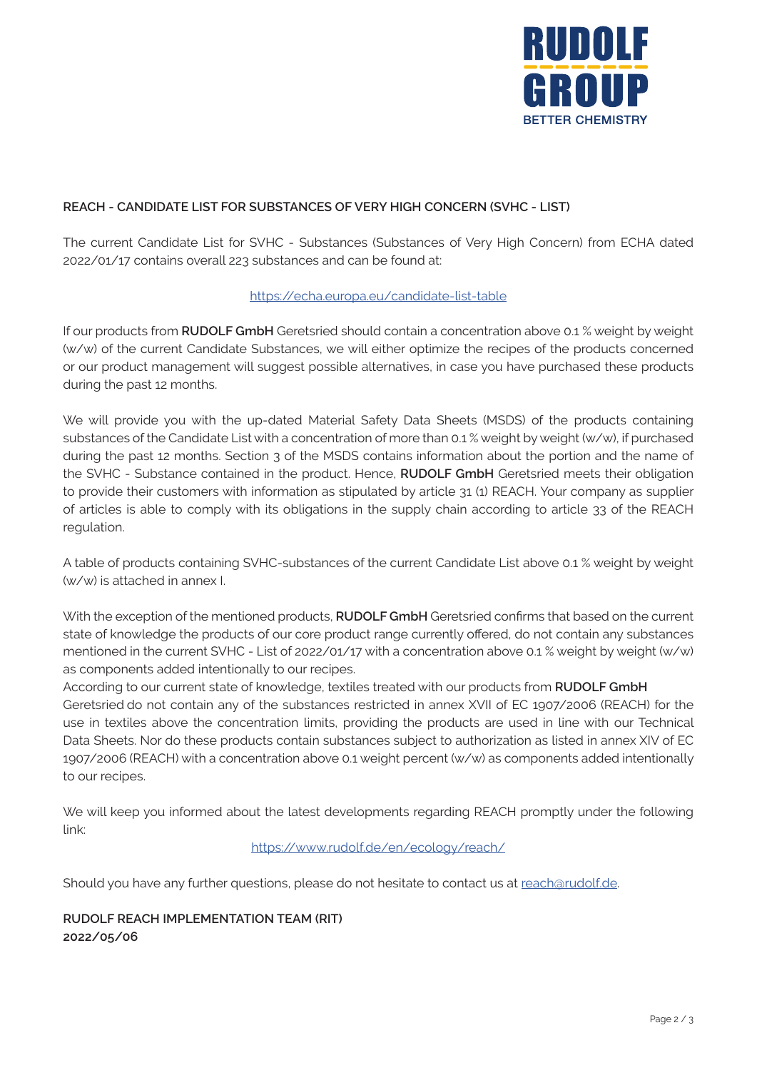RUDOLF GROUP

BETTER CHEMISTRY

**REACH - CANDIDATE LIST FOR SUBSTANCES OF VERY HIGH CONCERN (SVHC - LIST)**

The current Candidate List for SVHC - Substances (Substances of Very High Concern) from ECHA dated 2022/01/17 contains overall 223 substances and can be found at:

https://echa.europa.eu/candidate-list-table

If our products from **RUDOLF GmbH** Geretsried should contain a concentration above 0.1 % weight by weight (w/w) of the current Candidate Substances, we will either optimize the recipes of the products concerned or our product management will suggest possible alternatives, in case you have purchased these products during the past 12 months.

We will provide you with the up-dated Material Safety Data Sheets (MSDS) of the products containing substances of the Candidate List with a concentration of more than 0.1 % weight by weight (w/w), if purchased during the past 12 months. Section 3 of the MSDS contains information about the portion and the name of the SVHC - Substance contained in the product. Hence, **RUDOLF GmbH** Geretsried meets their obligation to provide their customers with information as stipulated by article 31 (1) REACH. Your company as supplier of articles is able to comply with its obligations in the supply chain according to article 33 of the REACH regulation.

A table of products containing SVHC-substances of the current Candidate List above 0.1 % weight by weight (w/w) is attached in annex I.

With the exception of the mentioned products, **RUDOLF GmbH** Geretsried confirms that based on the current state of knowledge the products of our core product range currently offered, do not contain any substances mentioned in the current SVHC - List of 2022/01/17 with a concentration above 0.1 % weight by weight (w/w) as components added intentionally to our recipes.

According to our current state of knowledge, textiles treated with our products from **RUDOLF GmbH** Geretsried do not contain any of the substances restricted in annex XVII of EC 1907/2006 (REACH) for the use in textiles above the concentration limits, providing the products are used in line with our Technical Data Sheets. Nor do these products contain substances subject to authorization as listed in annex XIV of EC 1907/2006 (REACH) with a concentration above 0.1 weight percent (w/w) as components added intentionally to our recipes.

We will keep you informed about the latest developments regarding REACH promptly under the following link:

https://www.rudolf.de/en/ecology/reach/

Should you have any further questions, please do not hesitate to contact us at reach@rudolf.de.

**RUDOLF REACH IMPLEMENTATION TEAM (RIT)**
**2022/05/06**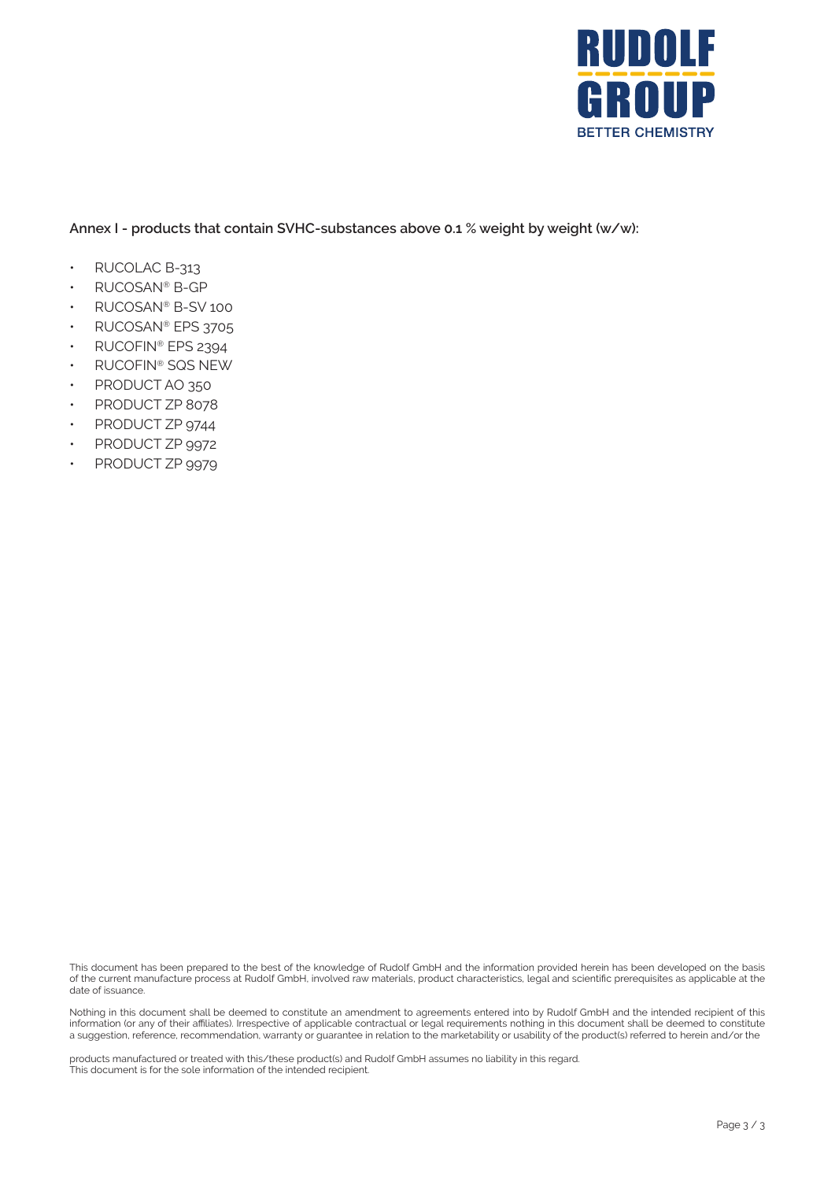**Annex I - products that contain SVHC-substances above 0.1 % weight by weight (w/w):**

- RUCOLAC B-313
- RUCOSAN® B-GP
- RUCOSAN® B-SV 100
- RUCOSAN® EPS 3705
- RUCOFIN® EPS 2394
- RUCOFIN® SQS NEW
- PRODUCT AO 350
- PRODUCT ZP 8078
- PRODUCT ZP 9744
- PRODUCT ZP 9972
- PRODUCT ZP 9979

This document has been prepared to the best of the knowledge of Rudolf GmbH and the information provided herein has been developed on the basis of the current manufacture process at Rudolf GmbH, involved raw materials, product characteristics, legal and scientific prerequisites as applicable at the date of issuance.

Nothing in this document shall be deemed to constitute an amendment to agreements entered into by Rudolf GmbH and the intended recipient of this information (or any of their affiliates). Irrespective of applicable contractual or legal requirements nothing in this document shall be deemed to constitute a suggestion, reference, recommendation, warranty or guarantee in relation to the marketability or usability of the product(s) referred to herein and/or the

products manufactured or treated with this/these product(s) and Rudolf GmbH assumes no liability in this regard.
This document is for the sole information of the intended recipient.